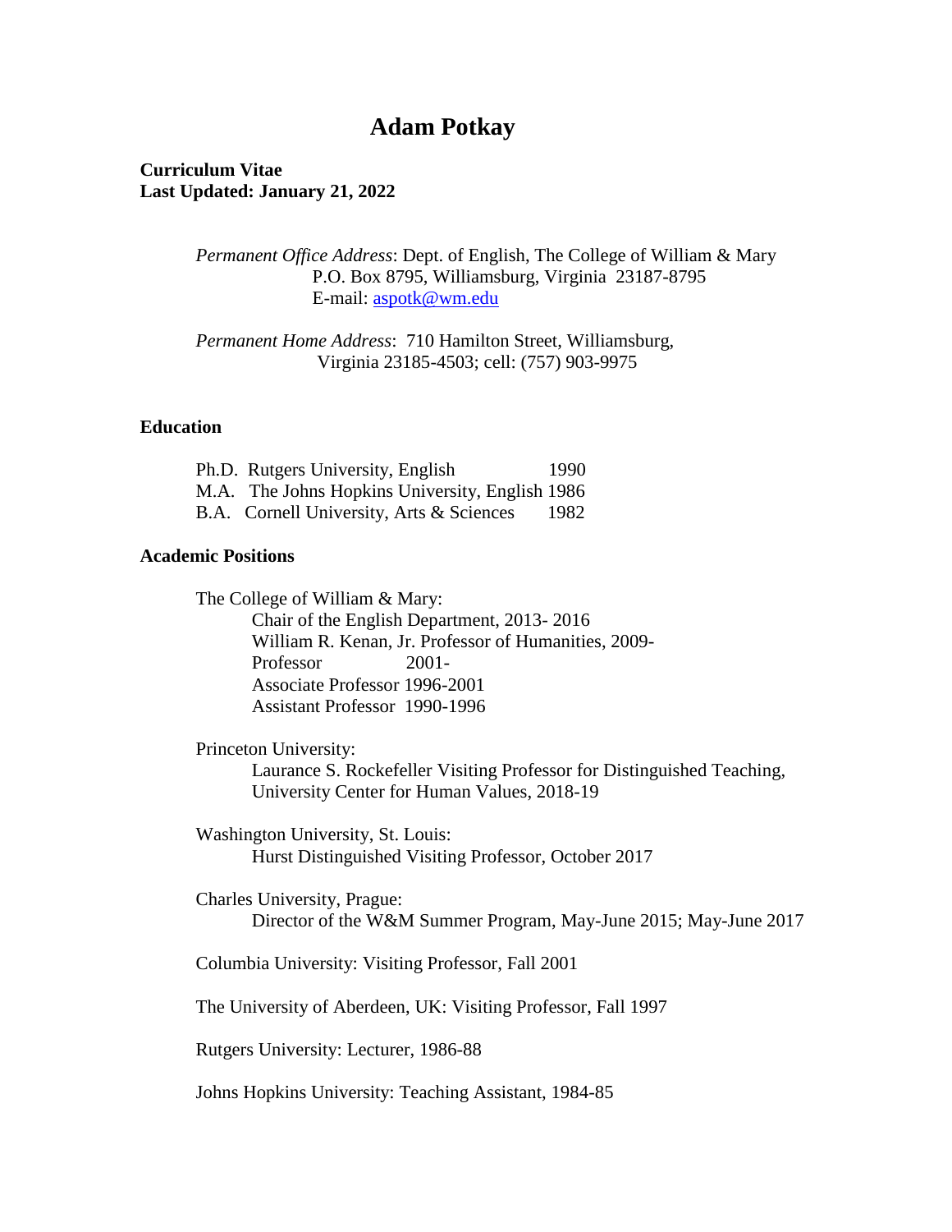# Adam Potkay

**Curriculum Vitae**
**Last Updated: January 21, 2022**

*Permanent Office Address*: Dept. of English, The College of William & Mary
P.O. Box 8795, Williamsburg, Virginia 23187-8795
E-mail: aspotk@wm.edu

*Permanent Home Address*: 710 Hamilton Street, Williamsburg, Virginia 23185-4503; cell: (757) 903-9975

## Education

Ph.D. Rutgers University, English 1990
M.A. The Johns Hopkins University, English 1986
B.A. Cornell University, Arts & Sciences 1982

## Academic Positions

The College of William & Mary:
- Chair of the English Department, 2013- 2016
- William R. Kenan, Jr. Professor of Humanities, 2009-
- Professor 2001-
- Associate Professor 1996-2001
- Assistant Professor 1990-1996

Princeton University:
- Laurance S. Rockefeller Visiting Professor for Distinguished Teaching, University Center for Human Values, 2018-19

Washington University, St. Louis:
- Hurst Distinguished Visiting Professor, October 2017

Charles University, Prague:
- Director of the W&M Summer Program, May-June 2015; May-June 2017

Columbia University: Visiting Professor, Fall 2001

The University of Aberdeen, UK: Visiting Professor, Fall 1997

Rutgers University: Lecturer, 1986-88

Johns Hopkins University: Teaching Assistant, 1984-85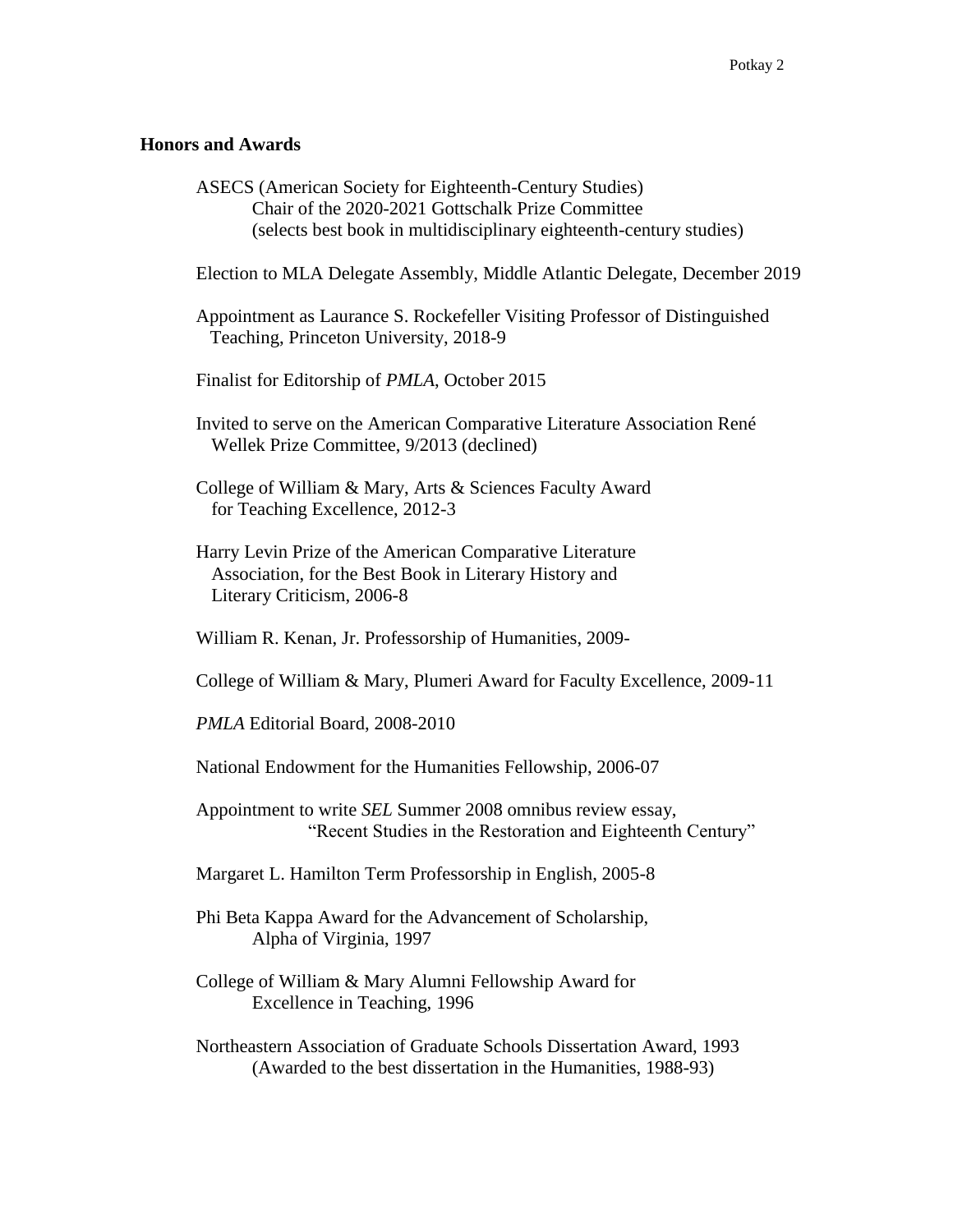## Honors and Awards

ASECS (American Society for Eighteenth-Century Studies)
Chair of the 2020-2021 Gottschalk Prize Committee
(selects best book in multidisciplinary eighteenth-century studies)

Election to MLA Delegate Assembly, Middle Atlantic Delegate, December 2019

Appointment as Laurance S. Rockefeller Visiting Professor of Distinguished Teaching, Princeton University, 2018-9

Finalist for Editorship of *PMLA*, October 2015

Invited to serve on the American Comparative Literature Association René Wellek Prize Committee, 9/2013 (declined)

College of William & Mary, Arts & Sciences Faculty Award for Teaching Excellence, 2012-3

Harry Levin Prize of the American Comparative Literature Association, for the Best Book in Literary History and Literary Criticism, 2006-8

William R. Kenan, Jr. Professorship of Humanities, 2009-

College of William & Mary, Plumeri Award for Faculty Excellence, 2009-11

*PMLA* Editorial Board, 2008-2010

National Endowment for the Humanities Fellowship, 2006-07

Appointment to write *SEL* Summer 2008 omnibus review essay,
"Recent Studies in the Restoration and Eighteenth Century"

Margaret L. Hamilton Term Professorship in English, 2005-8

Phi Beta Kappa Award for the Advancement of Scholarship,
Alpha of Virginia, 1997

College of William & Mary Alumni Fellowship Award for
Excellence in Teaching, 1996

Northeastern Association of Graduate Schools Dissertation Award, 1993
(Awarded to the best dissertation in the Humanities, 1988-93)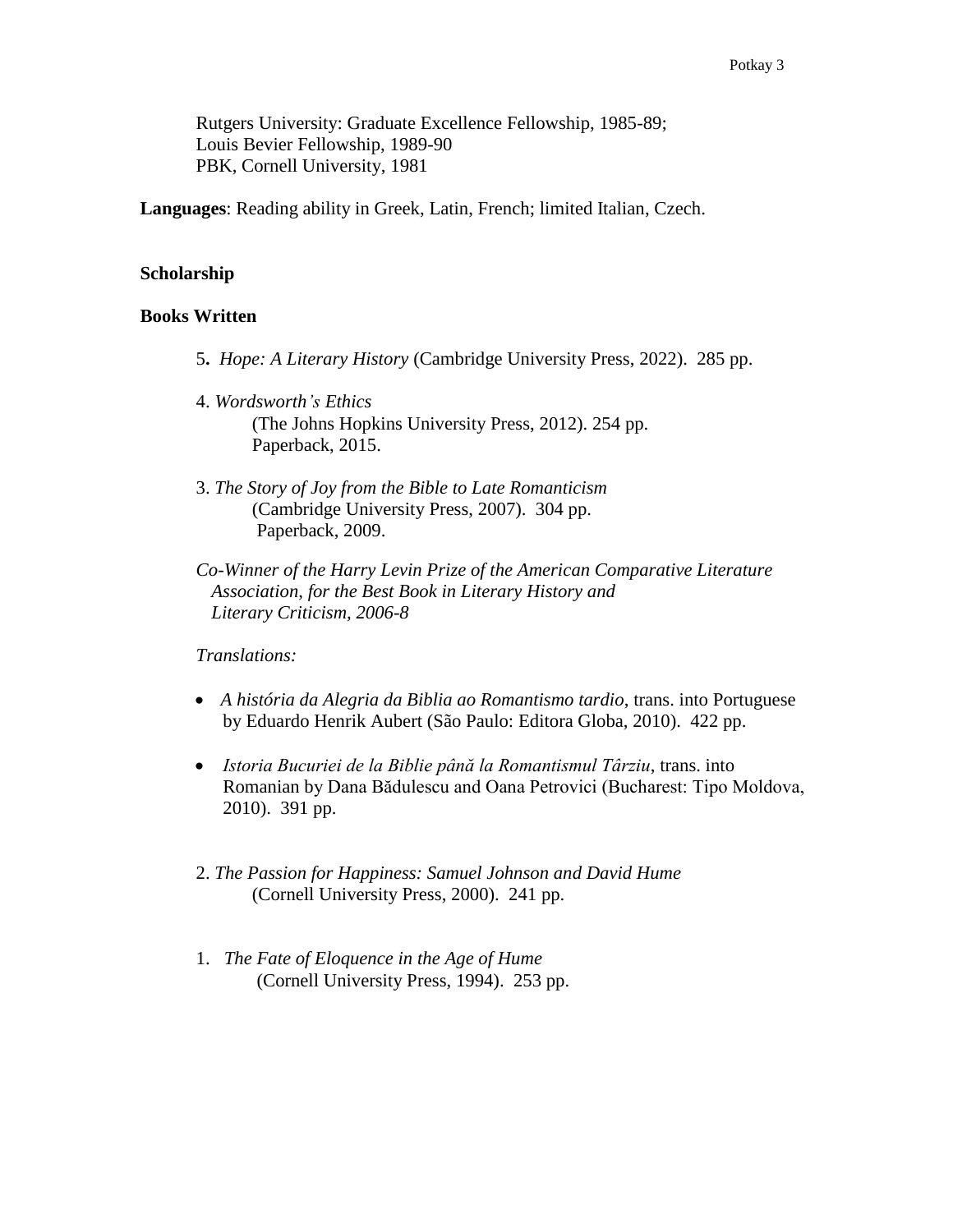Rutgers University: Graduate Excellence Fellowship, 1985-89;
Louis Bevier Fellowship, 1989-90
PBK, Cornell University, 1981

**Languages**: Reading ability in Greek, Latin, French; limited Italian, Czech.

## Scholarship

### Books Written

5. *Hope: A Literary History* (Cambridge University Press, 2022). 285 pp.

4. *Wordsworth's Ethics*
   (The Johns Hopkins University Press, 2012). 254 pp.
   Paperback, 2015.

3. *The Story of Joy from the Bible to Late Romanticism*
   (Cambridge University Press, 2007). 304 pp.
   Paperback, 2009.

   *Co-Winner of the Harry Levin Prize of the American Comparative Literature Association, for the Best Book in Literary History and Literary Criticism, 2006-8*

   *Translations:*

   - *A história da Alegria da Biblia ao Romantismo tardio*, trans. into Portuguese by Eduardo Henrik Aubert (São Paulo: Editora Globa, 2010). 422 pp.
   - *Istoria Bucuriei de la Biblie până la Romantismul Târziu*, trans. into Romanian by Dana Bădulescu and Oana Petrovici (Bucharest: Tipo Moldova, 2010). 391 pp.

2. *The Passion for Happiness: Samuel Johnson and David Hume*
   (Cornell University Press, 2000). 241 pp.

1. *The Fate of Eloquence in the Age of Hume*
   (Cornell University Press, 1994). 253 pp.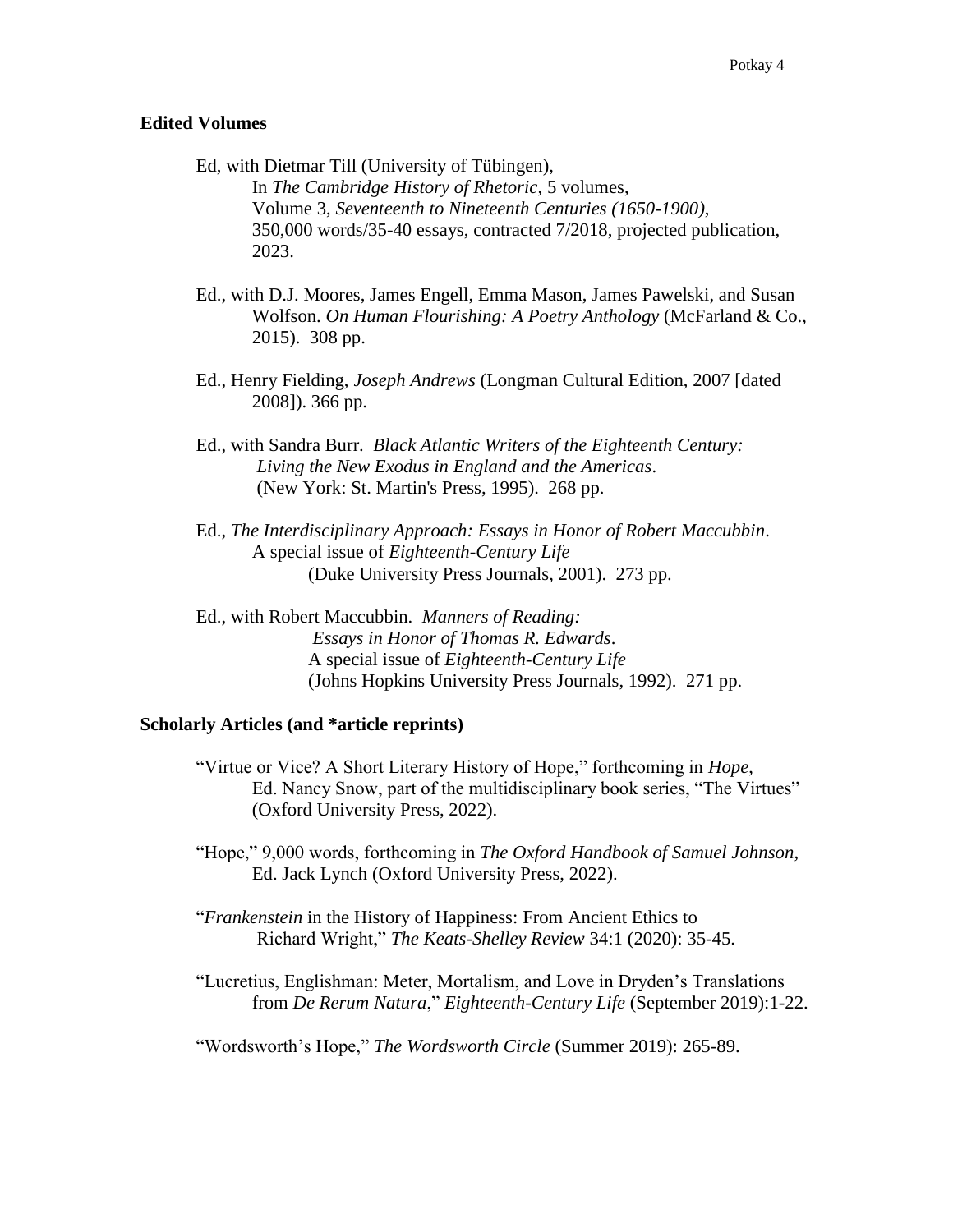## Edited Volumes

Ed, with Dietmar Till (University of Tübingen),
In *The Cambridge History of Rhetoric*, 5 volumes,
Volume 3, *Seventeenth to Nineteenth Centuries (1650-1900)*,
350,000 words/35-40 essays, contracted 7/2018, projected publication, 2023.

Ed., with D.J. Moores, James Engell, Emma Mason, James Pawelski, and Susan Wolfson. *On Human Flourishing: A Poetry Anthology* (McFarland & Co., 2015). 308 pp.

Ed., Henry Fielding, *Joseph Andrews* (Longman Cultural Edition, 2007 [dated 2008]). 366 pp.

Ed., with Sandra Burr. *Black Atlantic Writers of the Eighteenth Century: Living the New Exodus in England and the Americas*. (New York: St. Martin's Press, 1995). 268 pp.

Ed., *The Interdisciplinary Approach: Essays in Honor of Robert Maccubbin*. A special issue of *Eighteenth-Century Life* (Duke University Press Journals, 2001). 273 pp.

Ed., with Robert Maccubbin. *Manners of Reading: Essays in Honor of Thomas R. Edwards*. A special issue of *Eighteenth-Century Life* (Johns Hopkins University Press Journals, 1992). 271 pp.

## Scholarly Articles (and *article reprints)

"Virtue or Vice? A Short Literary History of Hope," forthcoming in *Hope*, Ed. Nancy Snow, part of the multidisciplinary book series, "The Virtues" (Oxford University Press, 2022).

"Hope," 9,000 words, forthcoming in *The Oxford Handbook of Samuel Johnson*, Ed. Jack Lynch (Oxford University Press, 2022).

"*Frankenstein* in the History of Happiness: From Ancient Ethics to Richard Wright," *The Keats-Shelley Review* 34:1 (2020): 35-45.

"Lucretius, Englishman: Meter, Mortalism, and Love in Dryden's Translations from *De Rerum Natura*," *Eighteenth-Century Life* (September 2019):1-22.

"Wordsworth's Hope," *The Wordsworth Circle* (Summer 2019): 265-89.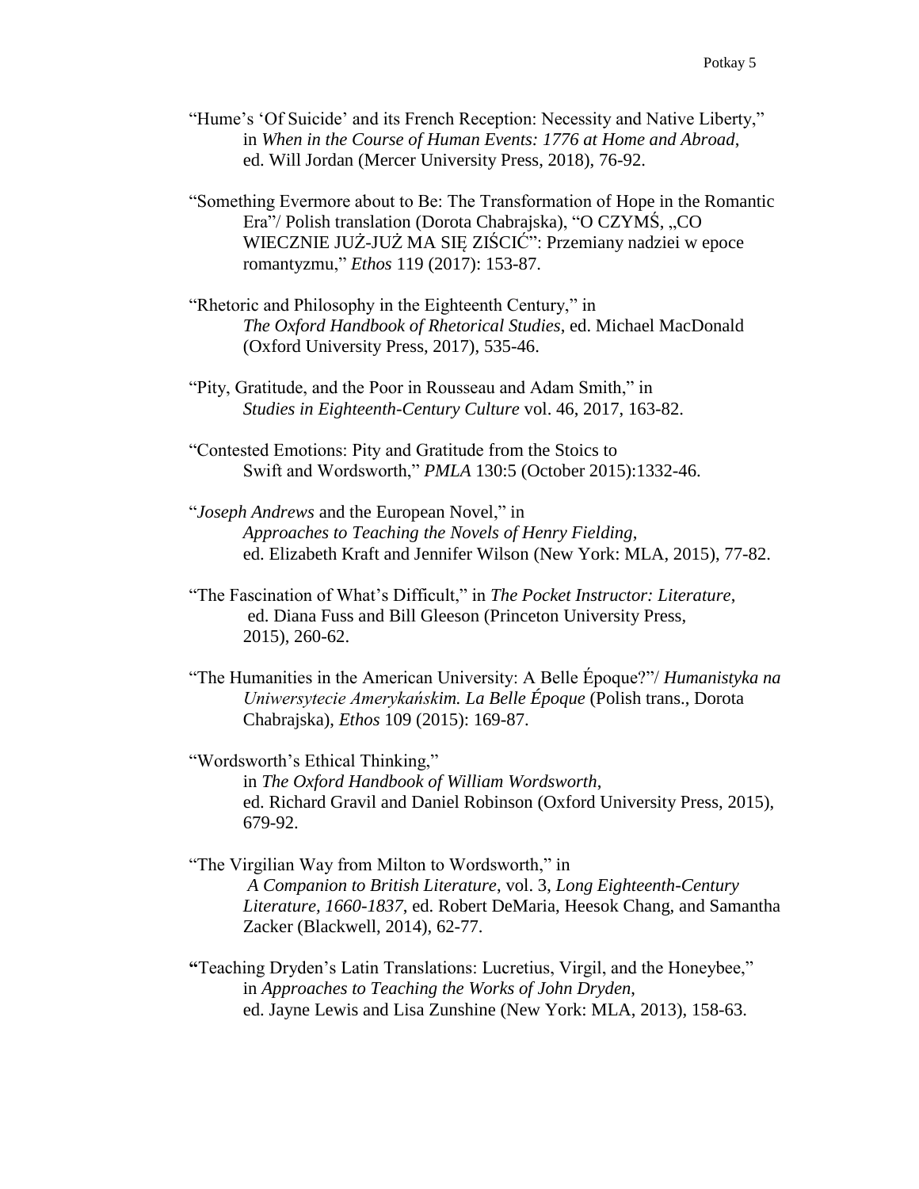"Hume's 'Of Suicide' and its French Reception: Necessity and Native Liberty," in *When in the Course of Human Events: 1776 at Home and Abroad*, ed. Will Jordan (Mercer University Press, 2018), 76-92.

"Something Evermore about to Be: The Transformation of Hope in the Romantic Era"/ Polish translation (Dorota Chabrajska), "O CZYMŚ, „CO WIECZNIE JUŻ-JUŻ MA SIĘ ZIŚCIĆ": Przemiany nadziei w epoce romantyzmu," *Ethos* 119 (2017): 153-87.

"Rhetoric and Philosophy in the Eighteenth Century," in *The Oxford Handbook of Rhetorical Studies*, ed. Michael MacDonald (Oxford University Press, 2017), 535-46.

"Pity, Gratitude, and the Poor in Rousseau and Adam Smith," in *Studies in Eighteenth-Century Culture* vol. 46, 2017, 163-82.

"Contested Emotions: Pity and Gratitude from the Stoics to Swift and Wordsworth," *PMLA* 130:5 (October 2015):1332-46.

"*Joseph Andrews* and the European Novel," in *Approaches to Teaching the Novels of Henry Fielding*, ed. Elizabeth Kraft and Jennifer Wilson (New York: MLA, 2015), 77-82.

"The Fascination of What's Difficult," in *The Pocket Instructor: Literature*, ed. Diana Fuss and Bill Gleeson (Princeton University Press, 2015), 260-62.

"The Humanities in the American University: A Belle Époque?"/ *Humanistyka na Uniwersytecie Amerykańskim. La Belle Époque* (Polish trans., Dorota Chabrajska), *Ethos* 109 (2015): 169-87.

"Wordsworth's Ethical Thinking," in *The Oxford Handbook of William Wordsworth*, ed. Richard Gravil and Daniel Robinson (Oxford University Press, 2015), 679-92.

"The Virgilian Way from Milton to Wordsworth," in *A Companion to British Literature*, vol. 3, *Long Eighteenth-Century Literature, 1660-1837*, ed. Robert DeMaria, Heesok Chang, and Samantha Zacker (Blackwell, 2014), 62-77.

"Teaching Dryden's Latin Translations: Lucretius, Virgil, and the Honeybee," in *Approaches to Teaching the Works of John Dryden*, ed. Jayne Lewis and Lisa Zunshine (New York: MLA, 2013), 158-63.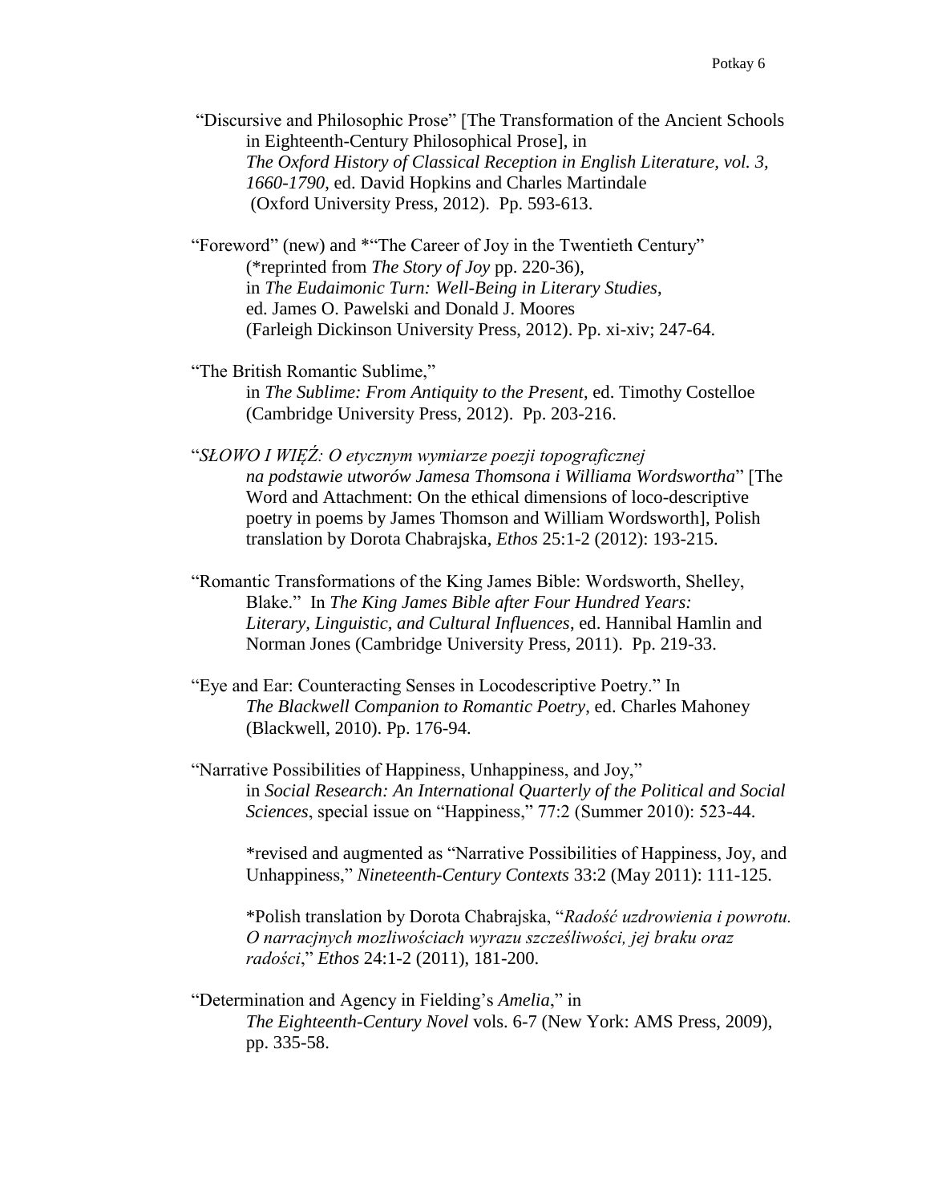"Discursive and Philosophic Prose" [The Transformation of the Ancient Schools in Eighteenth-Century Philosophical Prose], in *The Oxford History of Classical Reception in English Literature, vol. 3, 1660-1790*, ed. David Hopkins and Charles Martindale (Oxford University Press, 2012). Pp. 593-613.

"Foreword" (new) and *"The Career of Joy in the Twentieth Century" (*reprinted from *The Story of Joy* pp. 220-36), in *The Eudaimonic Turn: Well-Being in Literary Studies*, ed. James O. Pawelski and Donald J. Moores (Farleigh Dickinson University Press, 2012). Pp. xi-xiv; 247-64.

"The British Romantic Sublime," in *The Sublime: From Antiquity to the Present*, ed. Timothy Costelloe (Cambridge University Press, 2012). Pp. 203-216.

"*SŁOWO I WIĘŹ: O etycznym wymiarze poezji topograficznej na podstawie utworów Jamesa Thomsona i Williama Wordswortha*" [The Word and Attachment: On the ethical dimensions of loco-descriptive poetry in poems by James Thomson and William Wordsworth], Polish translation by Dorota Chabrajska, *Ethos* 25:1-2 (2012): 193-215.

"Romantic Transformations of the King James Bible: Wordsworth, Shelley, Blake." In *The King James Bible after Four Hundred Years: Literary, Linguistic, and Cultural Influences*, ed. Hannibal Hamlin and Norman Jones (Cambridge University Press, 2011). Pp. 219-33.

"Eye and Ear: Counteracting Senses in Locodescriptive Poetry." In *The Blackwell Companion to Romantic Poetry*, ed. Charles Mahoney (Blackwell, 2010). Pp. 176-94.

"Narrative Possibilities of Happiness, Unhappiness, and Joy," in *Social Research: An International Quarterly of the Political and Social Sciences*, special issue on "Happiness," 77:2 (Summer 2010): 523-44.

*revised and augmented as "Narrative Possibilities of Happiness, Joy, and Unhappiness," *Nineteenth-Century Contexts* 33:2 (May 2011): 111-125.

*Polish translation by Dorota Chabrajska, "*Radość uzdrowienia i powrotu. O narracjnych mozliwościach wyrazu szczeńliwości, jej braku oraz radości*," *Ethos* 24:1-2 (2011), 181-200.

"Determination and Agency in Fielding's *Amelia*," in *The Eighteenth-Century Novel* vols. 6-7 (New York: AMS Press, 2009), pp. 335-58.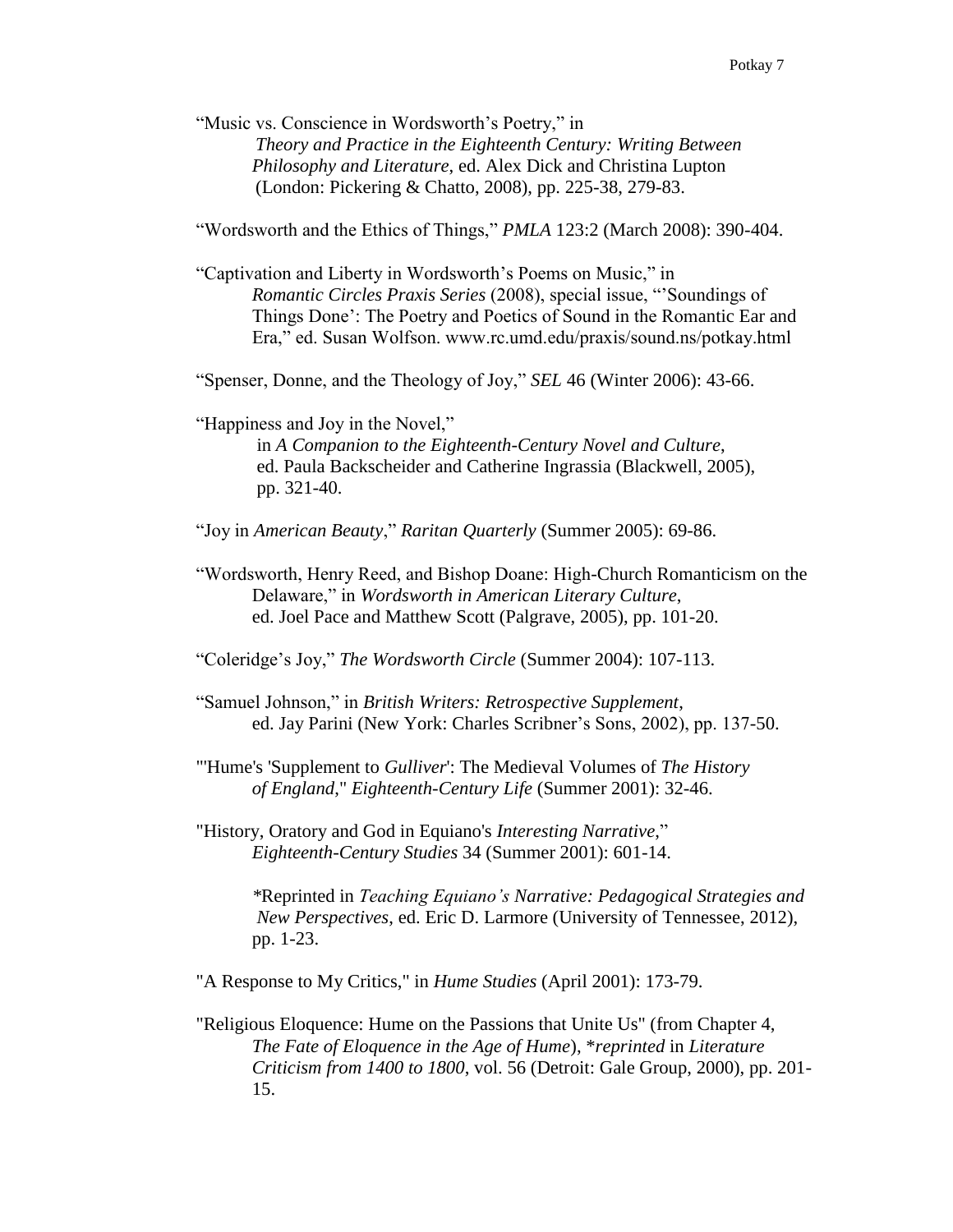"Music vs. Conscience in Wordsworth's Poetry," in *Theory and Practice in the Eighteenth Century: Writing Between Philosophy and Literature*, ed. Alex Dick and Christina Lupton (London: Pickering & Chatto, 2008), pp. 225-38, 279-83.

"Wordsworth and the Ethics of Things," *PMLA* 123:2 (March 2008): 390-404.

"Captivation and Liberty in Wordsworth's Poems on Music," in *Romantic Circles Praxis Series* (2008), special issue, "'Soundings of Things Done': The Poetry and Poetics of Sound in the Romantic Ear and Era," ed. Susan Wolfson. www.rc.umd.edu/praxis/sound.ns/potkay.html

"Spenser, Donne, and the Theology of Joy," *SEL* 46 (Winter 2006): 43-66.

"Happiness and Joy in the Novel," in *A Companion to the Eighteenth-Century Novel and Culture*, ed. Paula Backscheider and Catherine Ingrassia (Blackwell, 2005), pp. 321-40.

"Joy in *American Beauty*," *Raritan Quarterly* (Summer 2005): 69-86.

"Wordsworth, Henry Reed, and Bishop Doane: High-Church Romanticism on the Delaware," in *Wordsworth in American Literary Culture*, ed. Joel Pace and Matthew Scott (Palgrave, 2005), pp. 101-20.

"Coleridge's Joy," *The Wordsworth Circle* (Summer 2004): 107-113.

"Samuel Johnson," in *British Writers: Retrospective Supplement*, ed. Jay Parini (New York: Charles Scribner's Sons, 2002), pp. 137-50.

"'Hume's 'Supplement to *Gulliver*': The Medieval Volumes of *The History of England*," *Eighteenth-Century Life* (Summer 2001): 32-46.

"History, Oratory and God in Equiano's *Interesting Narrative*," *Eighteenth-Century Studies* 34 (Summer 2001): 601-14.

*Reprinted in *Teaching Equiano's Narrative: Pedagogical Strategies and New Perspectives*, ed. Eric D. Larmore (University of Tennessee, 2012), pp. 1-23.

"A Response to My Critics," in *Hume Studies* (April 2001): 173-79.

"Religious Eloquence: Hume on the Passions that Unite Us" (from Chapter 4, *The Fate of Eloquence in the Age of Hume*), **reprinted* in *Literature Criticism from 1400 to 1800*, vol. 56 (Detroit: Gale Group, 2000), pp. 201-15.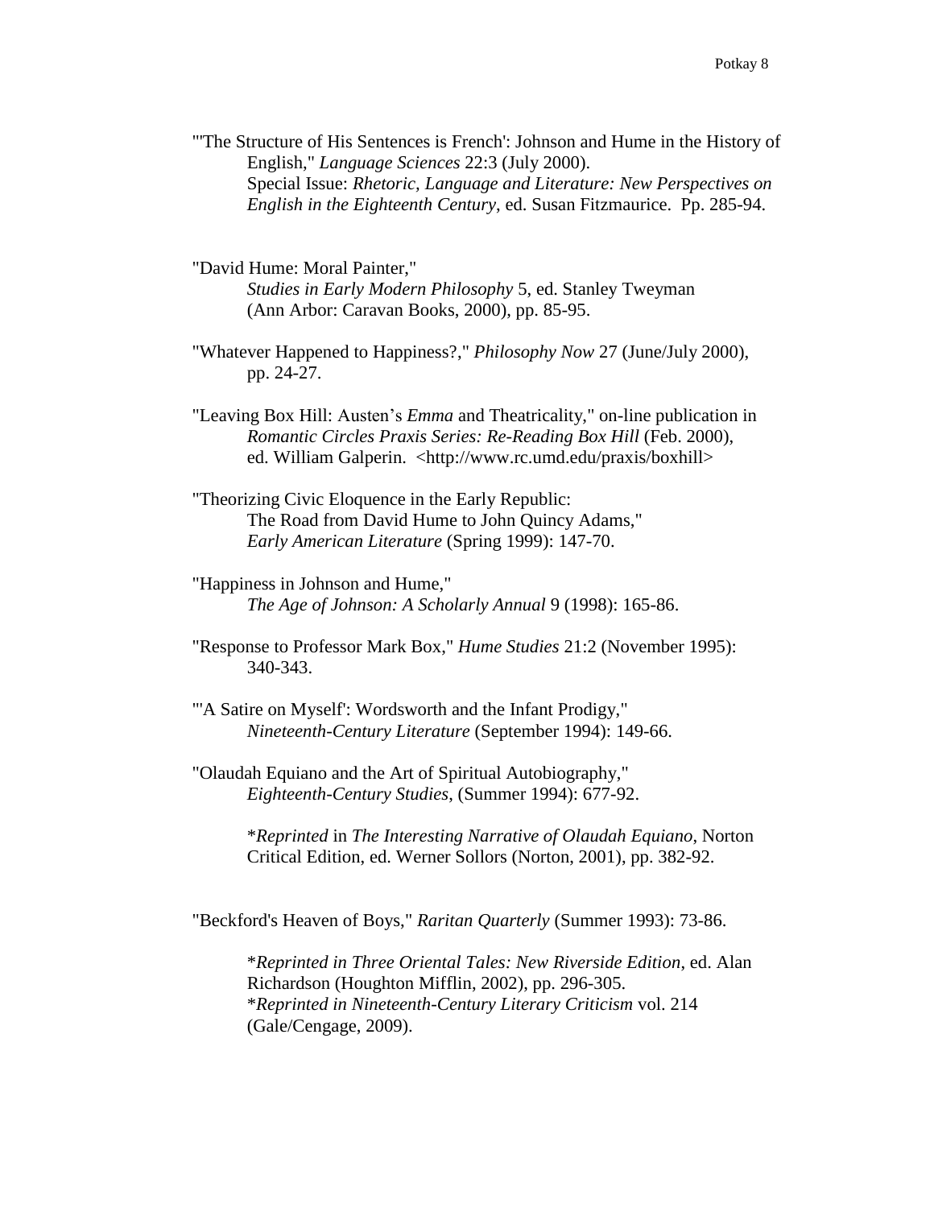"'The Structure of His Sentences is French': Johnson and Hume in the History of English," *Language Sciences* 22:3 (July 2000).
Special Issue: *Rhetoric, Language and Literature: New Perspectives on English in the Eighteenth Century*, ed. Susan Fitzmaurice. Pp. 285-94.

"David Hume: Moral Painter,"
*Studies in Early Modern Philosophy* 5, ed. Stanley Tweyman (Ann Arbor: Caravan Books, 2000), pp. 85-95.

"Whatever Happened to Happiness?," *Philosophy Now* 27 (June/July 2000), pp. 24-27.

"Leaving Box Hill: Austen's *Emma* and Theatricality," on-line publication in *Romantic Circles Praxis Series: Re-Reading Box Hill* (Feb. 2000), ed. William Galperin. <http://www.rc.umd.edu/praxis/boxhill>

"Theorizing Civic Eloquence in the Early Republic:
The Road from David Hume to John Quincy Adams,"
*Early American Literature* (Spring 1999): 147-70.

"Happiness in Johnson and Hume,"
*The Age of Johnson: A Scholarly Annual* 9 (1998): 165-86.

"Response to Professor Mark Box," *Hume Studies* 21:2 (November 1995): 340-343.

"'A Satire on Myself': Wordsworth and the Infant Prodigy,"
*Nineteenth-Century Literature* (September 1994): 149-66.

"Olaudah Equiano and the Art of Spiritual Autobiography,"
*Eighteenth-Century Studies*, (Summer 1994): 677-92.

*Reprinted* in *The Interesting Narrative of Olaudah Equiano*, Norton Critical Edition, ed. Werner Sollors (Norton, 2001), pp. 382-92.

"Beckford's Heaven of Boys," *Raritan Quarterly* (Summer 1993): 73-86.

*Reprinted in Three Oriental Tales: New Riverside Edition*, ed. Alan Richardson (Houghton Mifflin, 2002), pp. 296-305.
*Reprinted in Nineteenth-Century Literary Criticism* vol. 214 (Gale/Cengage, 2009).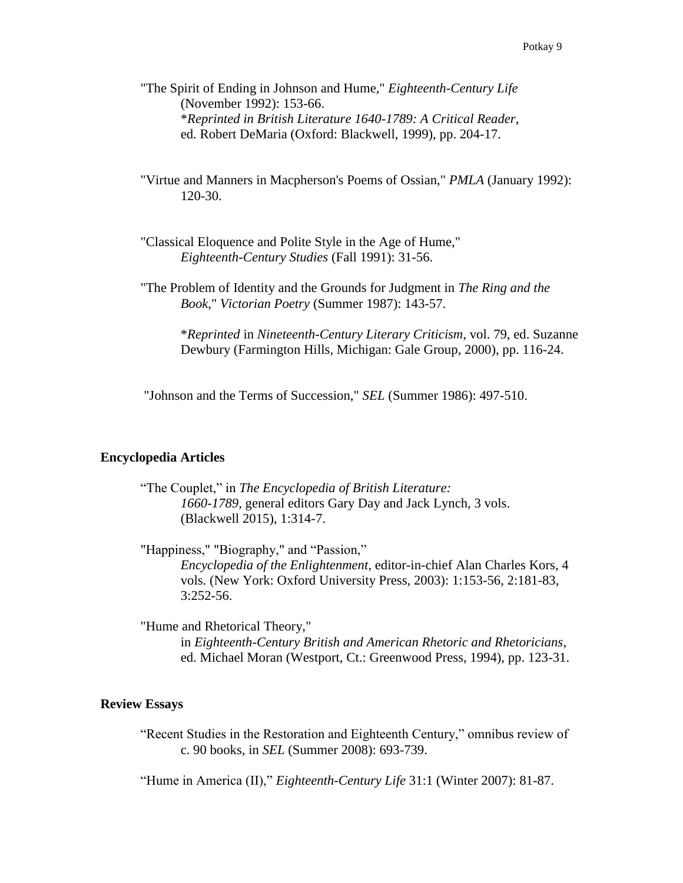"The Spirit of Ending in Johnson and Hume," *Eighteenth-Century Life* (November 1992): 153-66.
*\*Reprinted in British Literature 1640-1789: A Critical Reader*, ed. Robert DeMaria (Oxford: Blackwell, 1999), pp. 204-17.

"Virtue and Manners in Macpherson's Poems of Ossian," *PMLA* (January 1992): 120-30.

"Classical Eloquence and Polite Style in the Age of Hume," *Eighteenth-Century Studies* (Fall 1991): 31-56.

"The Problem of Identity and the Grounds for Judgment in *The Ring and the Book*," *Victorian Poetry* (Summer 1987): 143-57.

\**Reprinted* in *Nineteenth-Century Literary Criticism*, vol. 79, ed. Suzanne Dewbury (Farmington Hills, Michigan: Gale Group, 2000), pp. 116-24.

"Johnson and the Terms of Succession," *SEL* (Summer 1986): 497-510.

### Encyclopedia Articles

"The Couplet," in *The Encyclopedia of British Literature: 1660-1789*, general editors Gary Day and Jack Lynch, 3 vols. (Blackwell 2015), 1:314-7.

"Happiness," "Biography," and "Passion," *Encyclopedia of the Enlightenment*, editor-in-chief Alan Charles Kors, 4 vols. (New York: Oxford University Press, 2003): 1:153-56, 2:181-83, 3:252-56.

"Hume and Rhetorical Theory," in *Eighteenth-Century British and American Rhetoric and Rhetoricians*, ed. Michael Moran (Westport, Ct.: Greenwood Press, 1994), pp. 123-31.

### Review Essays

"Recent Studies in the Restoration and Eighteenth Century," omnibus review of c. 90 books, in *SEL* (Summer 2008): 693-739.

"Hume in America (II)," *Eighteenth-Century Life* 31:1 (Winter 2007): 81-87.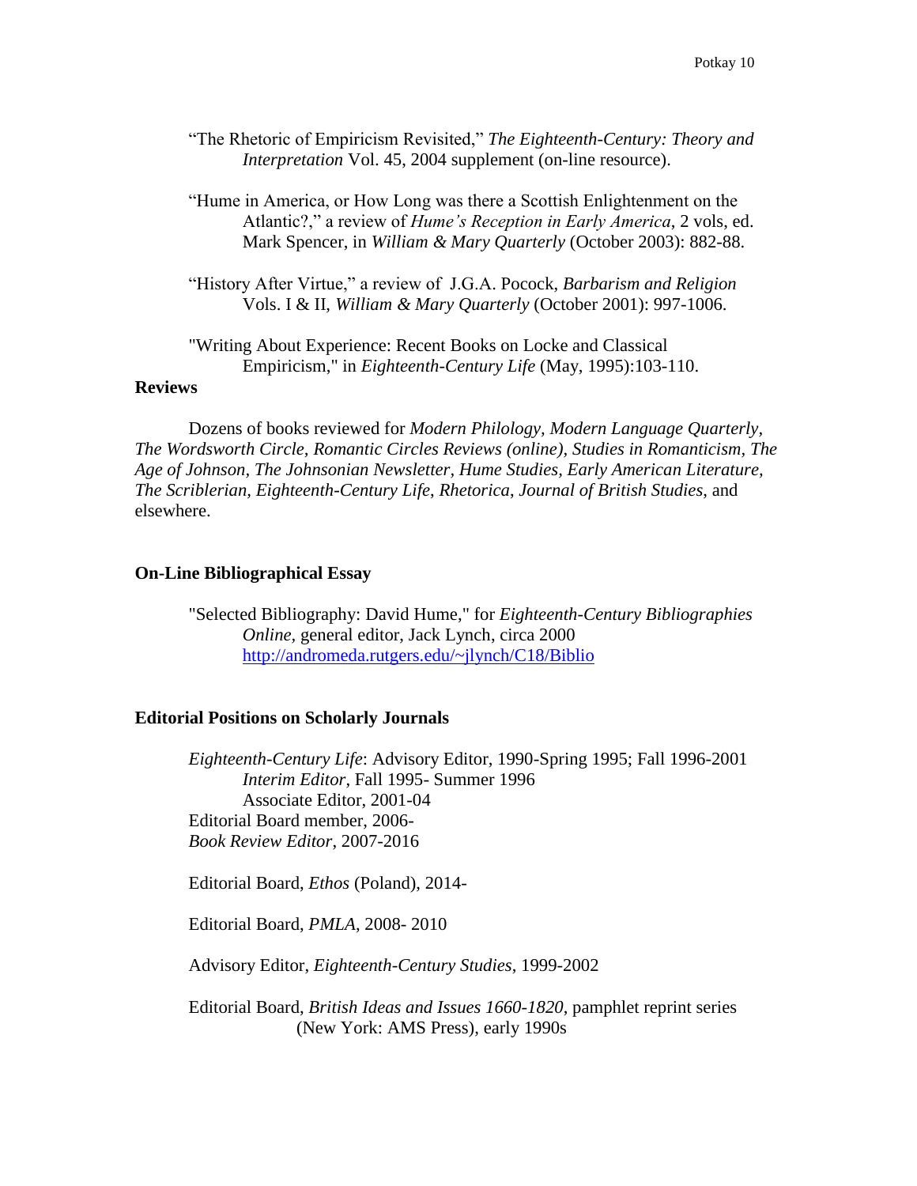"The Rhetoric of Empiricism Revisited," *The Eighteenth-Century: Theory and Interpretation* Vol. 45, 2004 supplement (on-line resource).

"Hume in America, or How Long was there a Scottish Enlightenment on the Atlantic?," a review of *Hume's Reception in Early America*, 2 vols, ed. Mark Spencer, in *William & Mary Quarterly* (October 2003): 882-88.

"History After Virtue," a review of J.G.A. Pocock, *Barbarism and Religion* Vols. I & II, *William & Mary Quarterly* (October 2001): 997-1006.

"Writing About Experience: Recent Books on Locke and Classical Empiricism," in *Eighteenth-Century Life* (May, 1995):103-110.

**Reviews**

Dozens of books reviewed for *Modern Philology*, *Modern Language Quarterly*, *The Wordsworth Circle*, *Romantic Circles Reviews (online)*, *Studies in Romanticism*, *The Age of Johnson*, *The Johnsonian Newsletter*, *Hume Studies*, *Early American Literature*, *The Scriblerian*, *Eighteenth-Century Life*, *Rhetorica*, *Journal of British Studies*, and elsewhere.

**On-Line Bibliographical Essay**

"Selected Bibliography: David Hume," for *Eighteenth-Century Bibliographies Online*, general editor, Jack Lynch, circa 2000
http://andromeda.rutgers.edu/~jlynch/C18/Biblio

**Editorial Positions on Scholarly Journals**

*Eighteenth-Century Life*: Advisory Editor, 1990-Spring 1995; Fall 1996-2001
*Interim Editor*, Fall 1995- Summer 1996
Associate Editor, 2001-04
Editorial Board member, 2006-
*Book Review Editor*, 2007-2016

Editorial Board, *Ethos* (Poland), 2014-

Editorial Board, *PMLA*, 2008- 2010

Advisory Editor, *Eighteenth-Century Studies*, 1999-2002

Editorial Board, *British Ideas and Issues 1660-1820*, pamphlet reprint series (New York: AMS Press), early 1990s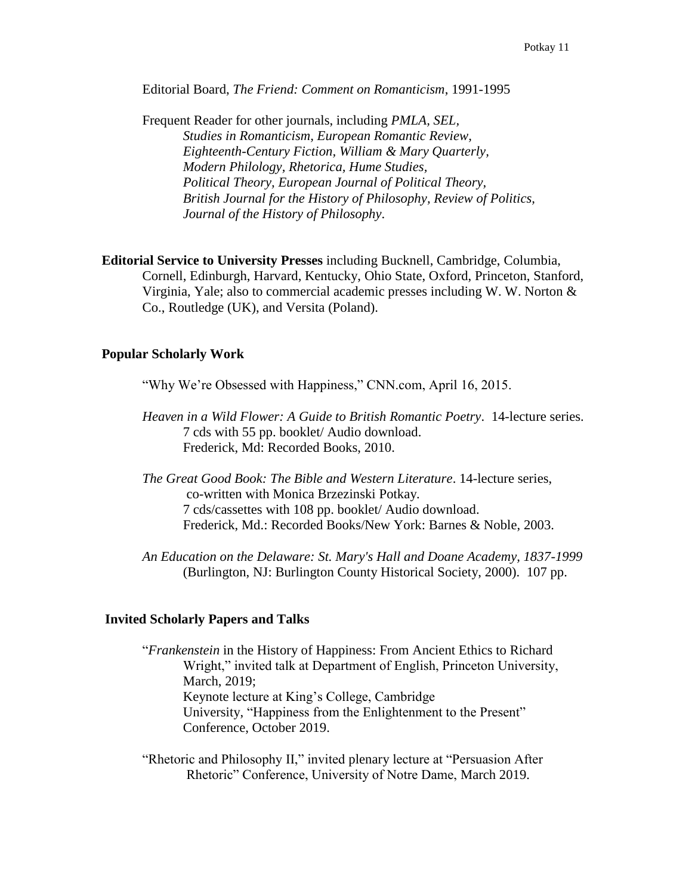Editorial Board, *The Friend: Comment on Romanticism*, 1991-1995

Frequent Reader for other journals, including *PMLA*, *SEL*, *Studies in Romanticism*, *European Romantic Review*, *Eighteenth-Century Fiction*, *William & Mary Quarterly*, *Modern Philology*, *Rhetorica*, *Hume Studies*, *Political Theory*, *European Journal of Political Theory*, *British Journal for the History of Philosophy*, *Review of Politics*, *Journal of the History of Philosophy*.

**Editorial Service to University Presses** including Bucknell, Cambridge, Columbia, Cornell, Edinburgh, Harvard, Kentucky, Ohio State, Oxford, Princeton, Stanford, Virginia, Yale; also to commercial academic presses including W. W. Norton & Co., Routledge (UK), and Versita (Poland).

## Popular Scholarly Work

"Why We're Obsessed with Happiness," CNN.com, April 16, 2015.

*Heaven in a Wild Flower: A Guide to British Romantic Poetry*. 14-lecture series. 7 cds with 55 pp. booklet/ Audio download. Frederick, Md: Recorded Books, 2010.

*The Great Good Book: The Bible and Western Literature*. 14-lecture series, co-written with Monica Brzezinski Potkay. 7 cds/cassettes with 108 pp. booklet/ Audio download. Frederick, Md.: Recorded Books/New York: Barnes & Noble, 2003.

*An Education on the Delaware: St. Mary's Hall and Doane Academy, 1837-1999* (Burlington, NJ: Burlington County Historical Society, 2000). 107 pp.

## Invited Scholarly Papers and Talks

"*Frankenstein* in the History of Happiness: From Ancient Ethics to Richard Wright," invited talk at Department of English, Princeton University, March, 2019;
Keynote lecture at King's College, Cambridge University, "Happiness from the Enlightenment to the Present" Conference, October 2019.

"Rhetoric and Philosophy II," invited plenary lecture at "Persuasion After Rhetoric" Conference, University of Notre Dame, March 2019.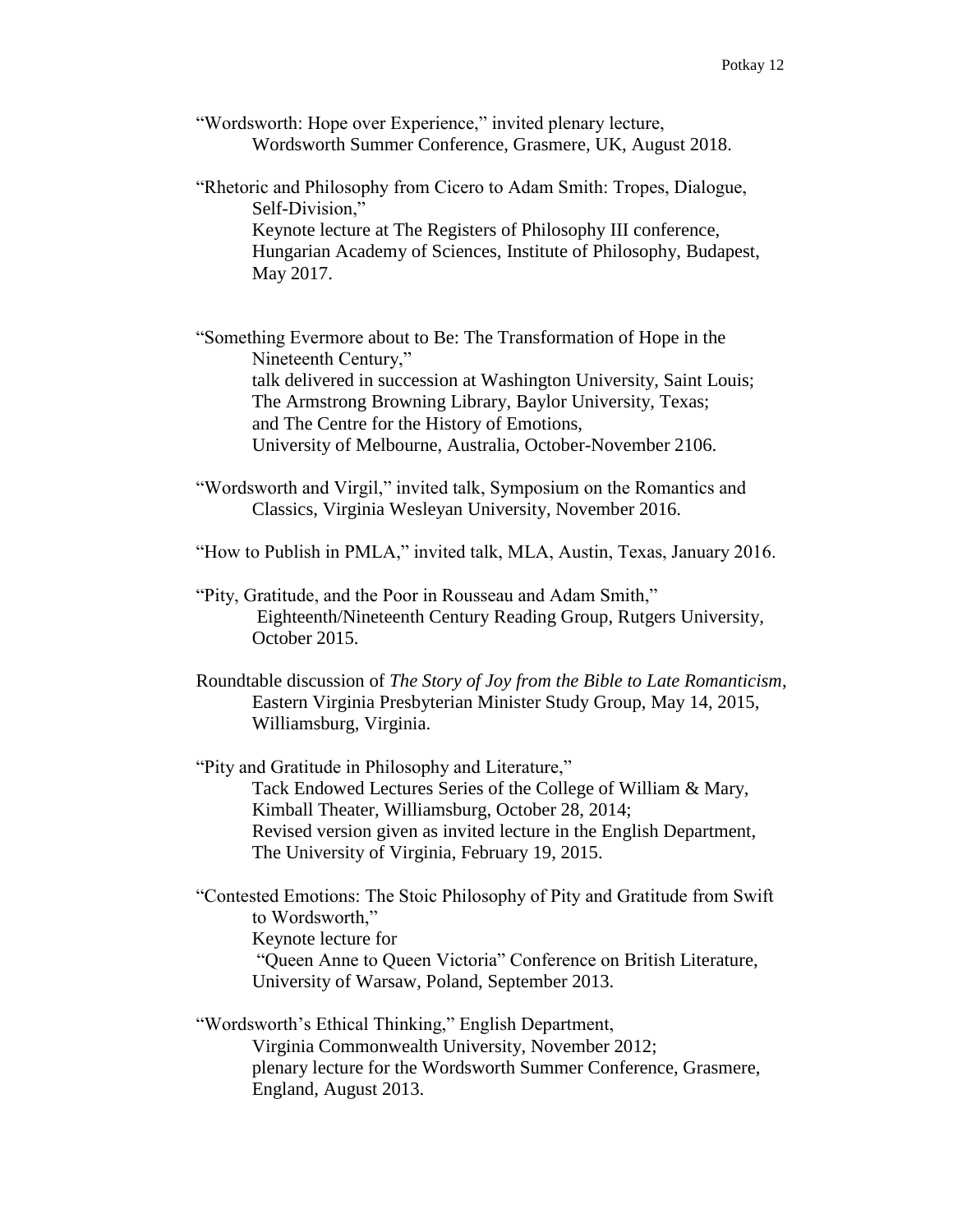"Wordsworth: Hope over Experience," invited plenary lecture,
Wordsworth Summer Conference, Grasmere, UK, August 2018.

"Rhetoric and Philosophy from Cicero to Adam Smith: Tropes, Dialogue, Self-Division,"
Keynote lecture at The Registers of Philosophy III conference,
Hungarian Academy of Sciences, Institute of Philosophy, Budapest, May 2017.

"Something Evermore about to Be: The Transformation of Hope in the Nineteenth Century,"
talk delivered in succession at Washington University, Saint Louis;
The Armstrong Browning Library, Baylor University, Texas;
and The Centre for the History of Emotions,
University of Melbourne, Australia, October-November 2106.

"Wordsworth and Virgil," invited talk, Symposium on the Romantics and Classics, Virginia Wesleyan University, November 2016.

"How to Publish in PMLA," invited talk, MLA, Austin, Texas, January 2016.

"Pity, Gratitude, and the Poor in Rousseau and Adam Smith,"
Eighteenth/Nineteenth Century Reading Group, Rutgers University, October 2015.

Roundtable discussion of *The Story of Joy from the Bible to Late Romanticism*,
Eastern Virginia Presbyterian Minister Study Group, May 14, 2015, Williamsburg, Virginia.

"Pity and Gratitude in Philosophy and Literature,"
Tack Endowed Lectures Series of the College of William & Mary, Kimball Theater, Williamsburg, October 28, 2014;
Revised version given as invited lecture in the English Department, The University of Virginia, February 19, 2015.

"Contested Emotions: The Stoic Philosophy of Pity and Gratitude from Swift to Wordsworth,"
Keynote lecture for
"Queen Anne to Queen Victoria" Conference on British Literature, University of Warsaw, Poland, September 2013.

"Wordsworth's Ethical Thinking," English Department,
Virginia Commonwealth University, November 2012;
plenary lecture for the Wordsworth Summer Conference, Grasmere, England, August 2013.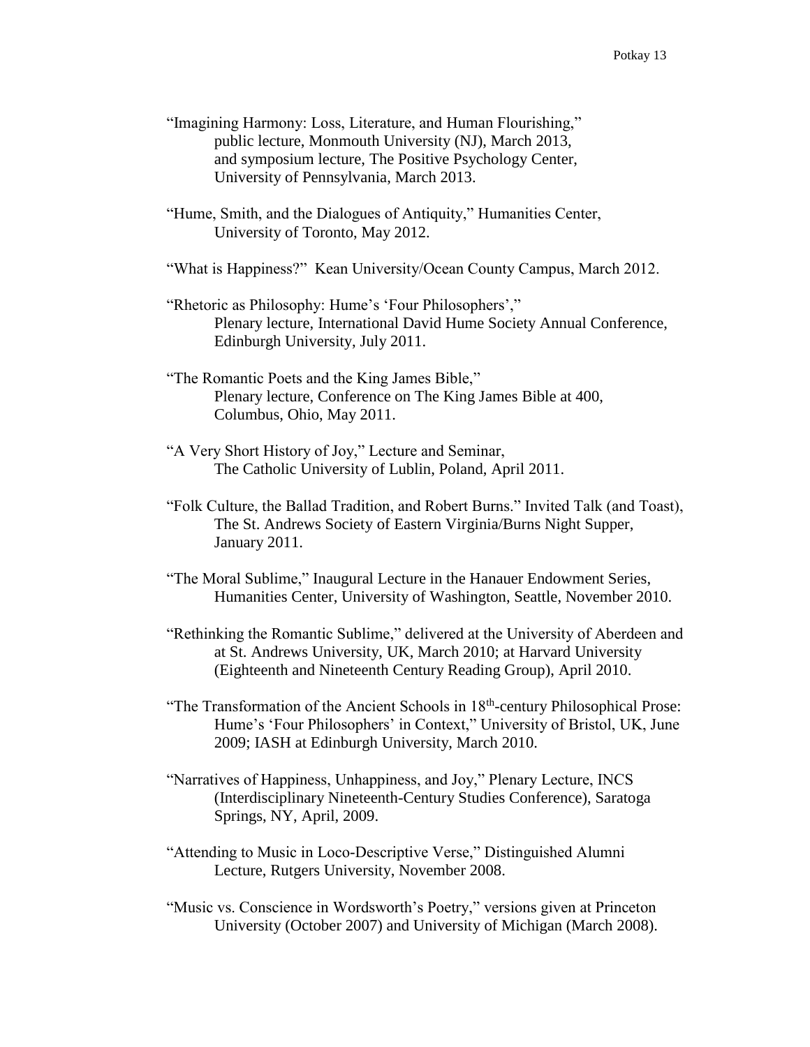"Imagining Harmony: Loss, Literature, and Human Flourishing," public lecture, Monmouth University (NJ), March 2013, and symposium lecture, The Positive Psychology Center, University of Pennsylvania, March 2013.

"Hume, Smith, and the Dialogues of Antiquity," Humanities Center, University of Toronto, May 2012.

"What is Happiness?" Kean University/Ocean County Campus, March 2012.

"Rhetoric as Philosophy: Hume's 'Four Philosophers'," Plenary lecture, International David Hume Society Annual Conference, Edinburgh University, July 2011.

"The Romantic Poets and the King James Bible," Plenary lecture, Conference on The King James Bible at 400, Columbus, Ohio, May 2011.

"A Very Short History of Joy," Lecture and Seminar, The Catholic University of Lublin, Poland, April 2011.

"Folk Culture, the Ballad Tradition, and Robert Burns." Invited Talk (and Toast), The St. Andrews Society of Eastern Virginia/Burns Night Supper, January 2011.

"The Moral Sublime," Inaugural Lecture in the Hanauer Endowment Series, Humanities Center, University of Washington, Seattle, November 2010.

"Rethinking the Romantic Sublime," delivered at the University of Aberdeen and at St. Andrews University, UK, March 2010; at Harvard University (Eighteenth and Nineteenth Century Reading Group), April 2010.

"The Transformation of the Ancient Schools in 18th-century Philosophical Prose: Hume's 'Four Philosophers' in Context," University of Bristol, UK, June 2009; IASH at Edinburgh University, March 2010.

"Narratives of Happiness, Unhappiness, and Joy," Plenary Lecture, INCS (Interdisciplinary Nineteenth-Century Studies Conference), Saratoga Springs, NY, April, 2009.

"Attending to Music in Loco-Descriptive Verse," Distinguished Alumni Lecture, Rutgers University, November 2008.

"Music vs. Conscience in Wordsworth's Poetry," versions given at Princeton University (October 2007) and University of Michigan (March 2008).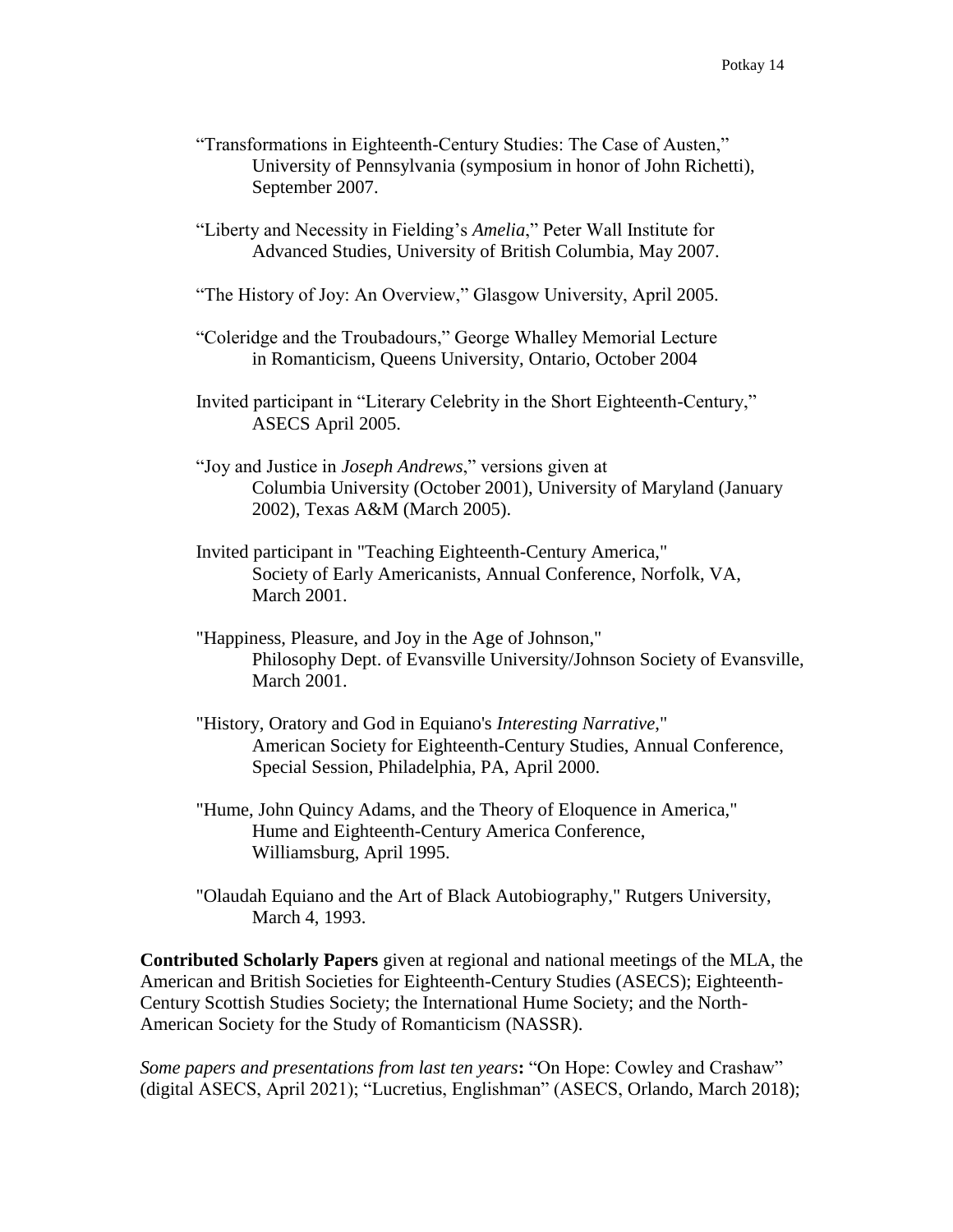"Transformations in Eighteenth-Century Studies: The Case of Austen," University of Pennsylvania (symposium in honor of John Richetti), September 2007.

"Liberty and Necessity in Fielding's *Amelia*," Peter Wall Institute for Advanced Studies, University of British Columbia, May 2007.

"The History of Joy: An Overview," Glasgow University, April 2005.

"Coleridge and the Troubadours," George Whalley Memorial Lecture in Romanticism, Queens University, Ontario, October 2004

Invited participant in "Literary Celebrity in the Short Eighteenth-Century," ASECS April 2005.

"Joy and Justice in *Joseph Andrews*," versions given at Columbia University (October 2001), University of Maryland (January 2002), Texas A&M (March 2005).

Invited participant in "Teaching Eighteenth-Century America," Society of Early Americanists, Annual Conference, Norfolk, VA, March 2001.

"Happiness, Pleasure, and Joy in the Age of Johnson," Philosophy Dept. of Evansville University/Johnson Society of Evansville, March 2001.

"History, Oratory and God in Equiano's *Interesting Narrative*," American Society for Eighteenth-Century Studies, Annual Conference, Special Session, Philadelphia, PA, April 2000.

"Hume, John Quincy Adams, and the Theory of Eloquence in America," Hume and Eighteenth-Century America Conference, Williamsburg, April 1995.

"Olaudah Equiano and the Art of Black Autobiography," Rutgers University, March 4, 1993.

**Contributed Scholarly Papers** given at regional and national meetings of the MLA, the American and British Societies for Eighteenth-Century Studies (ASECS); Eighteenth-Century Scottish Studies Society; the International Hume Society; and the North-American Society for the Study of Romanticism (NASSR).

*Some papers and presentations from last ten years***:** "On Hope: Cowley and Crashaw" (digital ASECS, April 2021); "Lucretius, Englishman" (ASECS, Orlando, March 2018);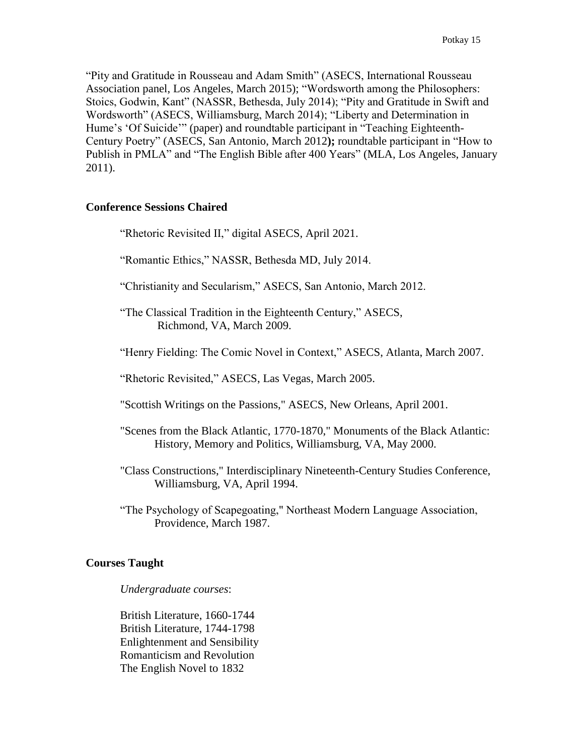"Pity and Gratitude in Rousseau and Adam Smith" (ASECS, International Rousseau Association panel, Los Angeles, March 2015); "Wordsworth among the Philosophers: Stoics, Godwin, Kant" (NASSR, Bethesda, July 2014); "Pity and Gratitude in Swift and Wordsworth" (ASECS, Williamsburg, March 2014); "Liberty and Determination in Hume's 'Of Suicide'" (paper) and roundtable participant in "Teaching Eighteenth-Century Poetry" (ASECS, San Antonio, March 2012**);** roundtable participant in "How to Publish in PMLA" and "The English Bible after 400 Years" (MLA, Los Angeles, January 2011).

## Conference Sessions Chaired

"Rhetoric Revisited II," digital ASECS, April 2021.

"Romantic Ethics," NASSR, Bethesda MD, July 2014.

"Christianity and Secularism," ASECS, San Antonio, March 2012.

"The Classical Tradition in the Eighteenth Century," ASECS, Richmond, VA, March 2009.

"Henry Fielding: The Comic Novel in Context," ASECS, Atlanta, March 2007.

"Rhetoric Revisited," ASECS, Las Vegas, March 2005.

"Scottish Writings on the Passions," ASECS, New Orleans, April 2001.

"Scenes from the Black Atlantic, 1770-1870," Monuments of the Black Atlantic: History, Memory and Politics, Williamsburg, VA, May 2000.

"Class Constructions," Interdisciplinary Nineteenth-Century Studies Conference, Williamsburg, VA, April 1994.

"The Psychology of Scapegoating," Northeast Modern Language Association, Providence, March 1987.

## Courses Taught

*Undergraduate courses*:

British Literature, 1660-1744
British Literature, 1744-1798
Enlightenment and Sensibility
Romanticism and Revolution
The English Novel to 1832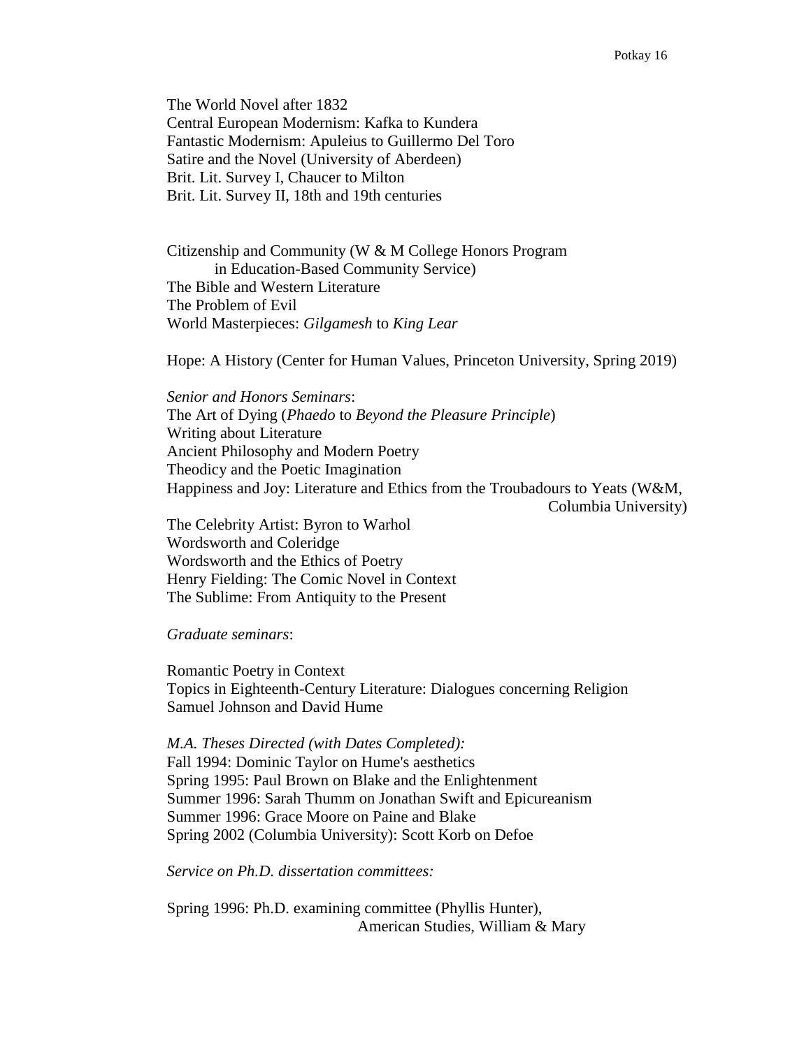The World Novel after 1832  
Central European Modernism: Kafka to Kundera  
Fantastic Modernism: Apuleius to Guillermo Del Toro  
Satire and the Novel (University of Aberdeen)  
Brit. Lit. Survey I, Chaucer to Milton  
Brit. Lit. Survey II, 18th and 19th centuries

Citizenship and Community (W & M College Honors Program in Education-Based Community Service)  
The Bible and Western Literature  
The Problem of Evil  
World Masterpieces: *Gilgamesh* to *King Lear*

Hope: A History (Center for Human Values, Princeton University, Spring 2019)

*Senior and Honors Seminars*:  
The Art of Dying (*Phaedo* to *Beyond the Pleasure Principle*)  
Writing about Literature  
Ancient Philosophy and Modern Poetry  
Theodicy and the Poetic Imagination  
Happiness and Joy: Literature and Ethics from the Troubadours to Yeats (W&M, Columbia University)  
The Celebrity Artist: Byron to Warhol  
Wordsworth and Coleridge  
Wordsworth and the Ethics of Poetry  
Henry Fielding: The Comic Novel in Context  
The Sublime: From Antiquity to the Present

*Graduate seminars*:

Romantic Poetry in Context  
Topics in Eighteenth-Century Literature: Dialogues concerning Religion  
Samuel Johnson and David Hume

*M.A. Theses Directed (with Dates Completed):*  
Fall 1994: Dominic Taylor on Hume's aesthetics  
Spring 1995: Paul Brown on Blake and the Enlightenment  
Summer 1996: Sarah Thumm on Jonathan Swift and Epicureanism  
Summer 1996: Grace Moore on Paine and Blake  
Spring 2002 (Columbia University): Scott Korb on Defoe

*Service on Ph.D. dissertation committees:*

Spring 1996: Ph.D. examining committee (Phyllis Hunter), American Studies, William & Mary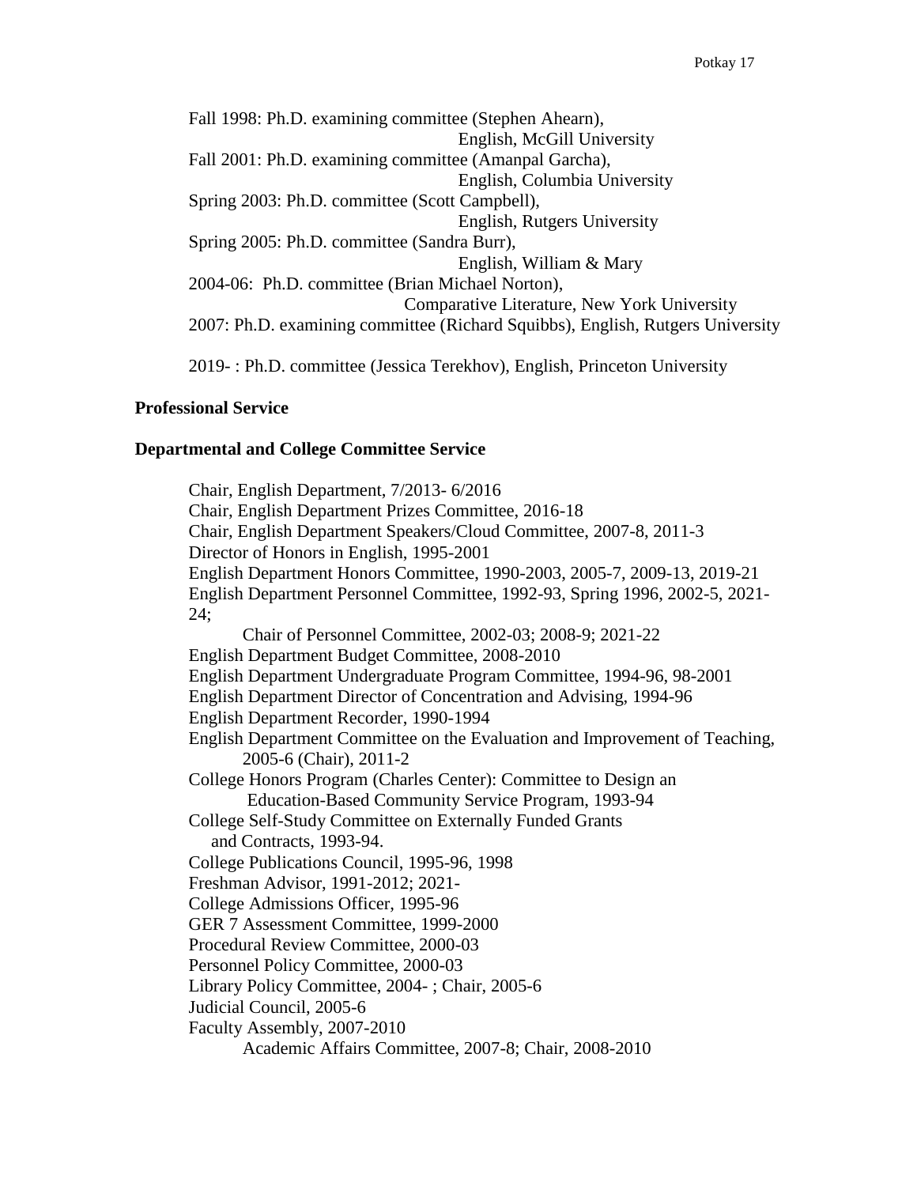Fall 1998: Ph.D. examining committee (Stephen Ahearn),
English, McGill University
Fall 2001: Ph.D. examining committee (Amanpal Garcha),
English, Columbia University
Spring 2003: Ph.D. committee (Scott Campbell),
English, Rutgers University
Spring 2005: Ph.D. committee (Sandra Burr),
English, William & Mary
2004-06: Ph.D. committee (Brian Michael Norton),
Comparative Literature, New York University
2007: Ph.D. examining committee (Richard Squibbs), English, Rutgers University

2019- : Ph.D. committee (Jessica Terekhov), English, Princeton University

**Professional Service**

**Departmental and College Committee Service**

Chair, English Department, 7/2013- 6/2016
Chair, English Department Prizes Committee, 2016-18
Chair, English Department Speakers/Cloud Committee, 2007-8, 2011-3
Director of Honors in English, 1995-2001
English Department Honors Committee, 1990-2003, 2005-7, 2009-13, 2019-21
English Department Personnel Committee, 1992-93, Spring 1996, 2002-5, 2021-24;
Chair of Personnel Committee, 2002-03; 2008-9; 2021-22
English Department Budget Committee, 2008-2010
English Department Undergraduate Program Committee, 1994-96, 98-2001
English Department Director of Concentration and Advising, 1994-96
English Department Recorder, 1990-1994
English Department Committee on the Evaluation and Improvement of Teaching, 2005-6 (Chair), 2011-2
College Honors Program (Charles Center): Committee to Design an Education-Based Community Service Program, 1993-94
College Self-Study Committee on Externally Funded Grants and Contracts, 1993-94.
College Publications Council, 1995-96, 1998
Freshman Advisor, 1991-2012; 2021-
College Admissions Officer, 1995-96
GER 7 Assessment Committee, 1999-2000
Procedural Review Committee, 2000-03
Personnel Policy Committee, 2000-03
Library Policy Committee, 2004- ; Chair, 2005-6
Judicial Council, 2005-6
Faculty Assembly, 2007-2010
Academic Affairs Committee, 2007-8; Chair, 2008-2010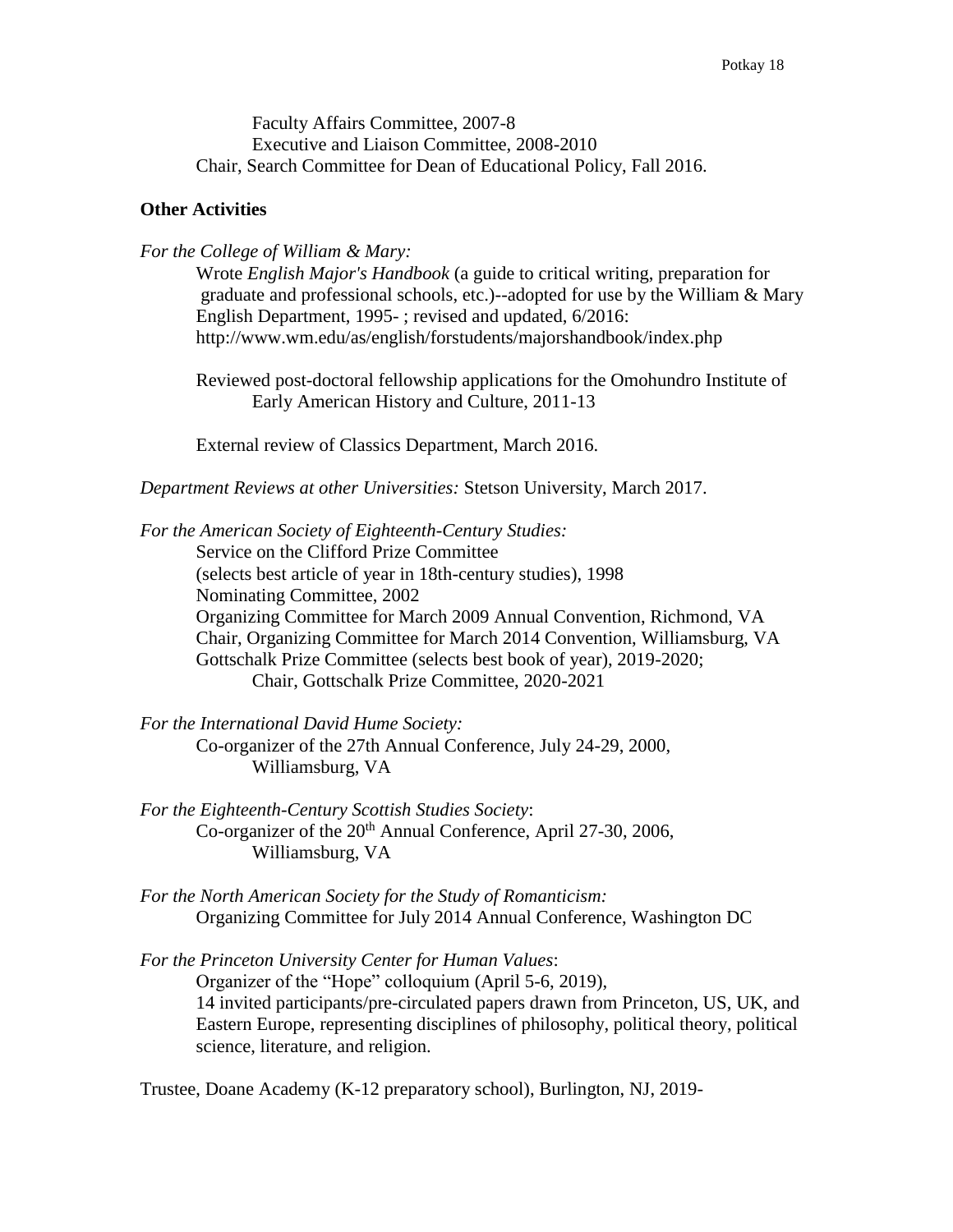Faculty Affairs Committee, 2007-8
Executive and Liaison Committee, 2008-2010
Chair, Search Committee for Dean of Educational Policy, Fall 2016.

**Other Activities**

*For the College of William & Mary:*

Wrote *English Major's Handbook* (a guide to critical writing, preparation for graduate and professional schools, etc.)--adopted for use by the William & Mary English Department, 1995- ; revised and updated, 6/2016: http://www.wm.edu/as/english/forstudents/majorshandbook/index.php

Reviewed post-doctoral fellowship applications for the Omohundro Institute of Early American History and Culture, 2011-13

External review of Classics Department, March 2016.

*Department Reviews at other Universities:* Stetson University, March 2017.

*For the American Society of Eighteenth-Century Studies:*

Service on the Clifford Prize Committee
(selects best article of year in 18th-century studies), 1998
Nominating Committee, 2002
Organizing Committee for March 2009 Annual Convention, Richmond, VA
Chair, Organizing Committee for March 2014 Convention, Williamsburg, VA
Gottschalk Prize Committee (selects best book of year), 2019-2020;
Chair, Gottschalk Prize Committee, 2020-2021

*For the International David Hume Society:*

Co-organizer of the 27th Annual Conference, July 24-29, 2000, Williamsburg, VA

*For the Eighteenth-Century Scottish Studies Society*:

Co-organizer of the 20th Annual Conference, April 27-30, 2006, Williamsburg, VA

*For the North American Society for the Study of Romanticism:*

Organizing Committee for July 2014 Annual Conference, Washington DC

*For the Princeton University Center for Human Values*:

Organizer of the "Hope" colloquium (April 5-6, 2019),
14 invited participants/pre-circulated papers drawn from Princeton, US, UK, and Eastern Europe, representing disciplines of philosophy, political theory, political science, literature, and religion.

Trustee, Doane Academy (K-12 preparatory school), Burlington, NJ, 2019-